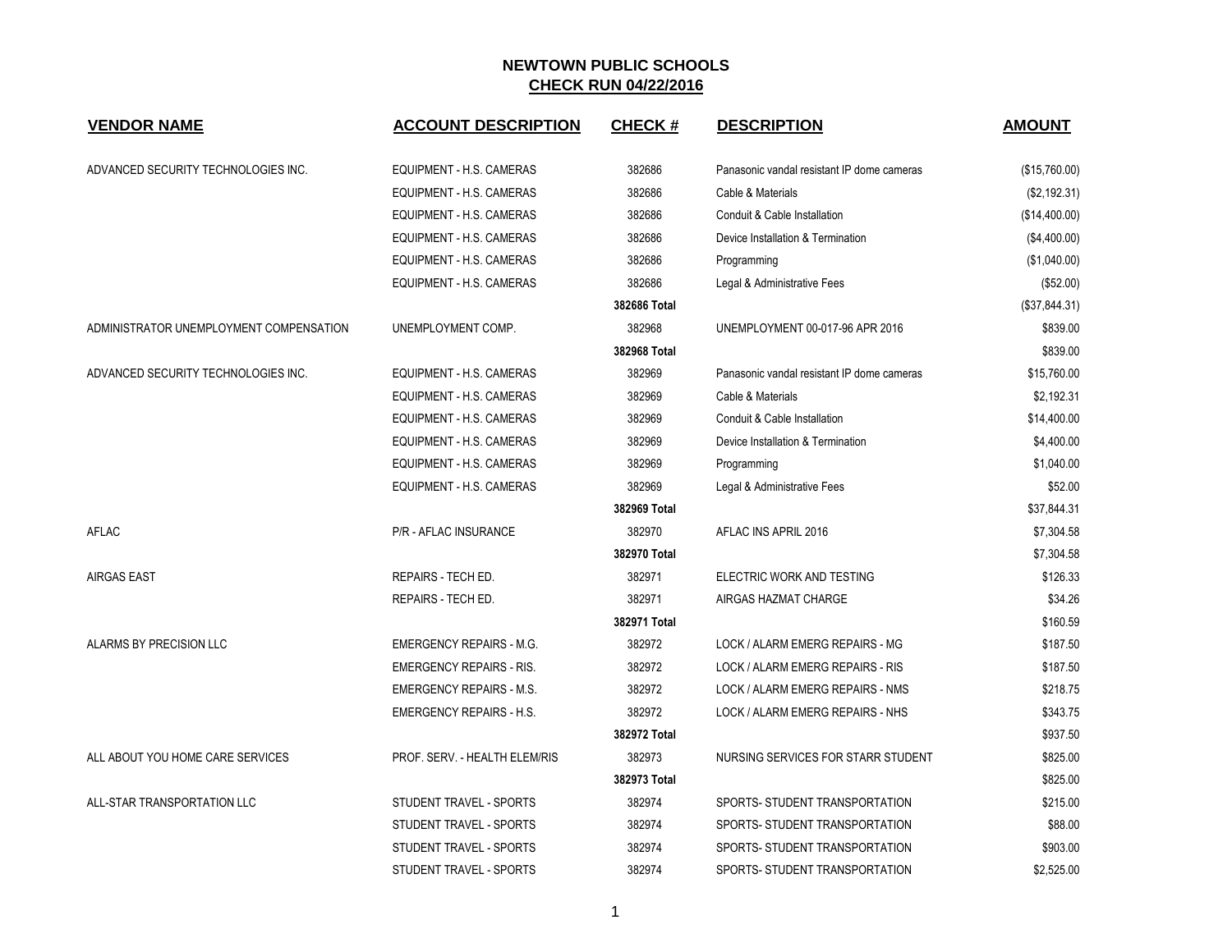# NEWTOWN PUBLIC SCHOOLS
## CHECK RUN 04/22/2016

| VENDOR NAME | ACCOUNT DESCRIPTION | CHECK # | DESCRIPTION | AMOUNT |
|---|---|---|---|---|
| ADVANCED SECURITY TECHNOLOGIES INC. | EQUIPMENT - H.S. CAMERAS | 382686 | Panasonic vandal resistant IP dome cameras | ($15,760.00) |
| | EQUIPMENT - H.S. CAMERAS | 382686 | Cable & Materials | ($2,192.31) |
| | EQUIPMENT - H.S. CAMERAS | 382686 | Conduit & Cable Installation | ($14,400.00) |
| | EQUIPMENT - H.S. CAMERAS | 382686 | Device Installation & Termination | ($4,400.00) |
| | EQUIPMENT - H.S. CAMERAS | 382686 | Programming | ($1,040.00) |
| | EQUIPMENT - H.S. CAMERAS | 382686 | Legal & Administrative Fees | ($52.00) |
| | | **382686 Total** | | ($37,844.31) |
| ADMINISTRATOR UNEMPLOYMENT COMPENSATION | UNEMPLOYMENT COMP. | 382968 | UNEMPLOYMENT 00-017-96 APR 2016 | $839.00 |
| | | **382968 Total** | | $839.00 |
| ADVANCED SECURITY TECHNOLOGIES INC. | EQUIPMENT - H.S. CAMERAS | 382969 | Panasonic vandal resistant IP dome cameras | $15,760.00 |
| | EQUIPMENT - H.S. CAMERAS | 382969 | Cable & Materials | $2,192.31 |
| | EQUIPMENT - H.S. CAMERAS | 382969 | Conduit & Cable Installation | $14,400.00 |
| | EQUIPMENT - H.S. CAMERAS | 382969 | Device Installation & Termination | $4,400.00 |
| | EQUIPMENT - H.S. CAMERAS | 382969 | Programming | $1,040.00 |
| | EQUIPMENT - H.S. CAMERAS | 382969 | Legal & Administrative Fees | $52.00 |
| | | **382969 Total** | | $37,844.31 |
| AFLAC | P/R - AFLAC INSURANCE | 382970 | AFLAC INS APRIL 2016 | $7,304.58 |
| | | **382970 Total** | | $7,304.58 |
| AIRGAS EAST | REPAIRS - TECH ED. | 382971 | ELECTRIC WORK AND TESTING | $126.33 |
| | REPAIRS - TECH ED. | 382971 | AIRGAS HAZMAT CHARGE | $34.26 |
| | | **382971 Total** | | $160.59 |
| ALARMS BY PRECISION LLC | EMERGENCY REPAIRS - M.G. | 382972 | LOCK / ALARM EMERG REPAIRS - MG | $187.50 |
| | EMERGENCY REPAIRS - RIS. | 382972 | LOCK / ALARM EMERG REPAIRS - RIS | $187.50 |
| | EMERGENCY REPAIRS - M.S. | 382972 | LOCK / ALARM EMERG REPAIRS - NMS | $218.75 |
| | EMERGENCY REPAIRS - H.S. | 382972 | LOCK / ALARM EMERG REPAIRS - NHS | $343.75 |
| | | **382972 Total** | | $937.50 |
| ALL ABOUT YOU HOME CARE SERVICES | PROF. SERV. - HEALTH ELEM/RIS | 382973 | NURSING SERVICES FOR STARR STUDENT | $825.00 |
| | | **382973 Total** | | $825.00 |
| ALL-STAR TRANSPORTATION LLC | STUDENT TRAVEL - SPORTS | 382974 | SPORTS- STUDENT TRANSPORTATION | $215.00 |
| | STUDENT TRAVEL - SPORTS | 382974 | SPORTS- STUDENT TRANSPORTATION | $88.00 |
| | STUDENT TRAVEL - SPORTS | 382974 | SPORTS- STUDENT TRANSPORTATION | $903.00 |
| | STUDENT TRAVEL - SPORTS | 382974 | SPORTS- STUDENT TRANSPORTATION | $2,525.00 |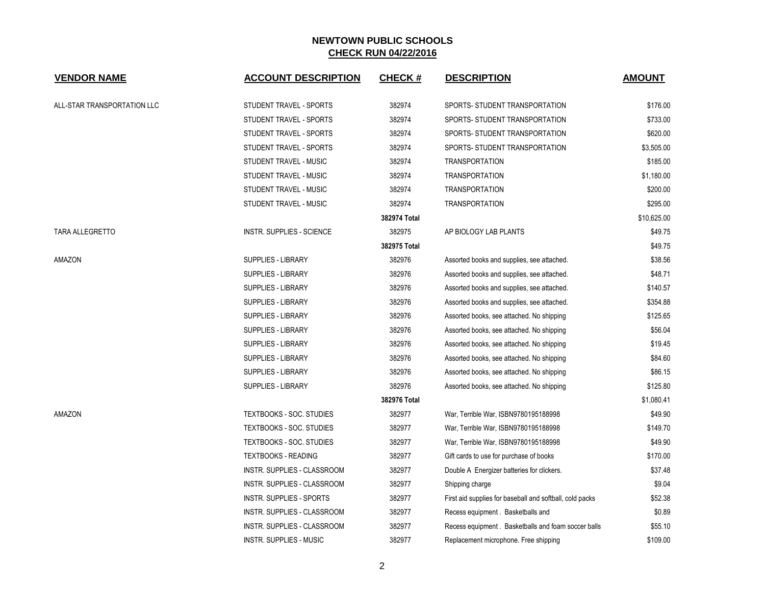## NEWTOWN PUBLIC SCHOOLS

## CHECK RUN 04/22/2016

| VENDOR NAME | ACCOUNT DESCRIPTION | CHECK # | DESCRIPTION | AMOUNT |
|---|---|---|---|---|
| ALL-STAR TRANSPORTATION LLC | STUDENT TRAVEL - SPORTS | 382974 | SPORTS- STUDENT TRANSPORTATION | $176.00 |
| | STUDENT TRAVEL - SPORTS | 382974 | SPORTS- STUDENT TRANSPORTATION | $733.00 |
| | STUDENT TRAVEL - SPORTS | 382974 | SPORTS- STUDENT TRANSPORTATION | $620.00 |
| | STUDENT TRAVEL - SPORTS | 382974 | SPORTS- STUDENT TRANSPORTATION | $3,505.00 |
| | STUDENT TRAVEL - MUSIC | 382974 | TRANSPORTATION | $185.00 |
| | STUDENT TRAVEL - MUSIC | 382974 | TRANSPORTATION | $1,180.00 |
| | STUDENT TRAVEL - MUSIC | 382974 | TRANSPORTATION | $200.00 |
| | STUDENT TRAVEL - MUSIC | 382974 | TRANSPORTATION | $295.00 |
| | | **382974 Total** | | $10,625.00 |
| TARA ALLEGRETTO | INSTR. SUPPLIES - SCIENCE | 382975 | AP BIOLOGY LAB PLANTS | $49.75 |
| | | **382975 Total** | | $49.75 |
| AMAZON | SUPPLIES - LIBRARY | 382976 | Assorted books and supplies, see attached. | $38.56 |
| | SUPPLIES - LIBRARY | 382976 | Assorted books and supplies, see attached. | $48.71 |
| | SUPPLIES - LIBRARY | 382976 | Assorted books and supplies, see attached. | $140.57 |
| | SUPPLIES - LIBRARY | 382976 | Assorted books and supplies, see attached. | $354.88 |
| | SUPPLIES - LIBRARY | 382976 | Assorted books, see attached. No shipping | $125.65 |
| | SUPPLIES - LIBRARY | 382976 | Assorted books, see attached. No shipping | $56.04 |
| | SUPPLIES - LIBRARY | 382976 | Assorted books, see attached. No shipping | $19.45 |
| | SUPPLIES - LIBRARY | 382976 | Assorted books, see attached. No shipping | $84.60 |
| | SUPPLIES - LIBRARY | 382976 | Assorted books, see attached. No shipping | $86.15 |
| | SUPPLIES - LIBRARY | 382976 | Assorted books, see attached. No shipping | $125.80 |
| | | **382976 Total** | | $1,080.41 |
| AMAZON | TEXTBOOKS - SOC. STUDIES | 382977 | War, Terrible War, ISBN9780195188998 | $49.90 |
| | TEXTBOOKS - SOC. STUDIES | 382977 | War, Terrible War, ISBN9780195188998 | $149.70 |
| | TEXTBOOKS - SOC. STUDIES | 382977 | War, Terrible War, ISBN9780195188998 | $49.90 |
| | TEXTBOOKS - READING | 382977 | Gift cards to use for purchase of books | $170.00 |
| | INSTR. SUPPLIES - CLASSROOM | 382977 | Double A Energizer batteries for clickers. | $37.48 |
| | INSTR. SUPPLIES - CLASSROOM | 382977 | Shipping charge | $9.04 |
| | INSTR. SUPPLIES - SPORTS | 382977 | First aid supplies for baseball and softball, cold packs | $52.38 |
| | INSTR. SUPPLIES - CLASSROOM | 382977 | Recess equipment . Basketballs and | $0.89 |
| | INSTR. SUPPLIES - CLASSROOM | 382977 | Recess equipment . Basketballs and foam soccer balls | $55.10 |
| | INSTR. SUPPLIES - MUSIC | 382977 | Replacement microphone. Free shipping | $109.00 |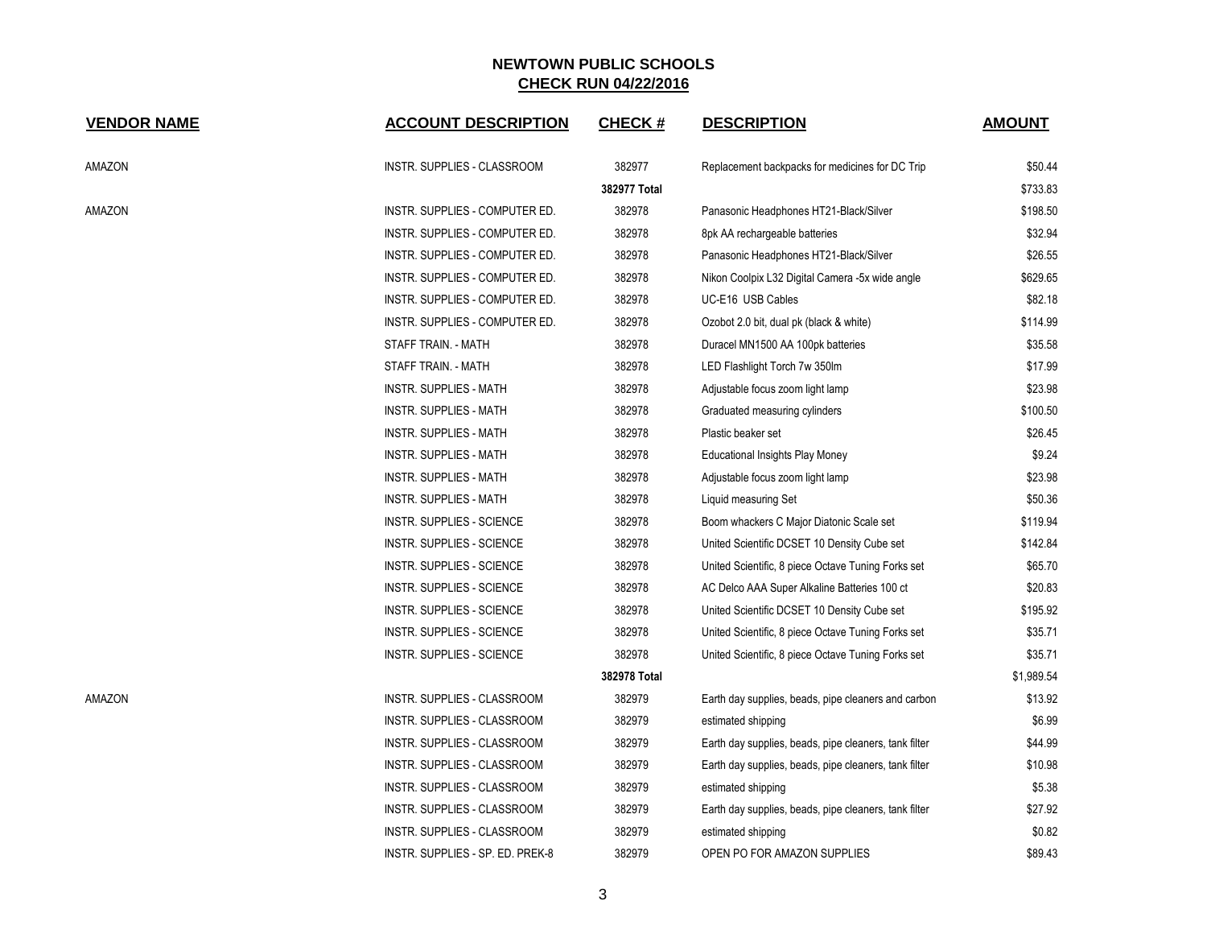# NEWTOWN PUBLIC SCHOOLS

## CHECK RUN 04/22/2016

| VENDOR NAME | ACCOUNT DESCRIPTION | CHECK # | DESCRIPTION | AMOUNT |
|---|---|---|---|---|
| AMAZON | INSTR. SUPPLIES - CLASSROOM | 382977 | Replacement backpacks for medicines for DC Trip | $50.44 |
| | | **382977 Total** | | $733.83 |
| AMAZON | INSTR. SUPPLIES - COMPUTER ED. | 382978 | Panasonic Headphones HT21-Black/Silver | $198.50 |
| | INSTR. SUPPLIES - COMPUTER ED. | 382978 | 8pk AA rechargeable batteries | $32.94 |
| | INSTR. SUPPLIES - COMPUTER ED. | 382978 | Panasonic Headphones HT21-Black/Silver | $26.55 |
| | INSTR. SUPPLIES - COMPUTER ED. | 382978 | Nikon Coolpix L32 Digital Camera -5x wide angle | $629.65 |
| | INSTR. SUPPLIES - COMPUTER ED. | 382978 | UC-E16 USB Cables | $82.18 |
| | INSTR. SUPPLIES - COMPUTER ED. | 382978 | Ozobot 2.0 bit, dual pk (black & white) | $114.99 |
| | STAFF TRAIN. - MATH | 382978 | Duracel MN1500 AA 100pk batteries | $35.58 |
| | STAFF TRAIN. - MATH | 382978 | LED Flashlight Torch 7w 350lm | $17.99 |
| | INSTR. SUPPLIES - MATH | 382978 | Adjustable focus zoom light lamp | $23.98 |
| | INSTR. SUPPLIES - MATH | 382978 | Graduated measuring cylinders | $100.50 |
| | INSTR. SUPPLIES - MATH | 382978 | Plastic beaker set | $26.45 |
| | INSTR. SUPPLIES - MATH | 382978 | Educational Insights Play Money | $9.24 |
| | INSTR. SUPPLIES - MATH | 382978 | Adjustable focus zoom light lamp | $23.98 |
| | INSTR. SUPPLIES - MATH | 382978 | Liquid measuring Set | $50.36 |
| | INSTR. SUPPLIES - SCIENCE | 382978 | Boom whackers C Major Diatonic Scale set | $119.94 |
| | INSTR. SUPPLIES - SCIENCE | 382978 | United Scientific DCSET 10 Density Cube set | $142.84 |
| | INSTR. SUPPLIES - SCIENCE | 382978 | United Scientific, 8 piece Octave Tuning Forks set | $65.70 |
| | INSTR. SUPPLIES - SCIENCE | 382978 | AC Delco AAA Super Alkaline Batteries 100 ct | $20.83 |
| | INSTR. SUPPLIES - SCIENCE | 382978 | United Scientific DCSET 10 Density Cube set | $195.92 |
| | INSTR. SUPPLIES - SCIENCE | 382978 | United Scientific, 8 piece Octave Tuning Forks set | $35.71 |
| | INSTR. SUPPLIES - SCIENCE | 382978 | United Scientific, 8 piece Octave Tuning Forks set | $35.71 |
| | | **382978 Total** | | $1,989.54 |
| AMAZON | INSTR. SUPPLIES - CLASSROOM | 382979 | Earth day supplies, beads, pipe cleaners and carbon | $13.92 |
| | INSTR. SUPPLIES - CLASSROOM | 382979 | estimated shipping | $6.99 |
| | INSTR. SUPPLIES - CLASSROOM | 382979 | Earth day supplies, beads, pipe cleaners, tank filter | $44.99 |
| | INSTR. SUPPLIES - CLASSROOM | 382979 | Earth day supplies, beads, pipe cleaners, tank filter | $10.98 |
| | INSTR. SUPPLIES - CLASSROOM | 382979 | estimated shipping | $5.38 |
| | INSTR. SUPPLIES - CLASSROOM | 382979 | Earth day supplies, beads, pipe cleaners, tank filter | $27.92 |
| | INSTR. SUPPLIES - CLASSROOM | 382979 | estimated shipping | $0.82 |
| | INSTR. SUPPLIES - SP. ED. PREK-8 | 382979 | OPEN PO FOR AMAZON SUPPLIES | $89.43 |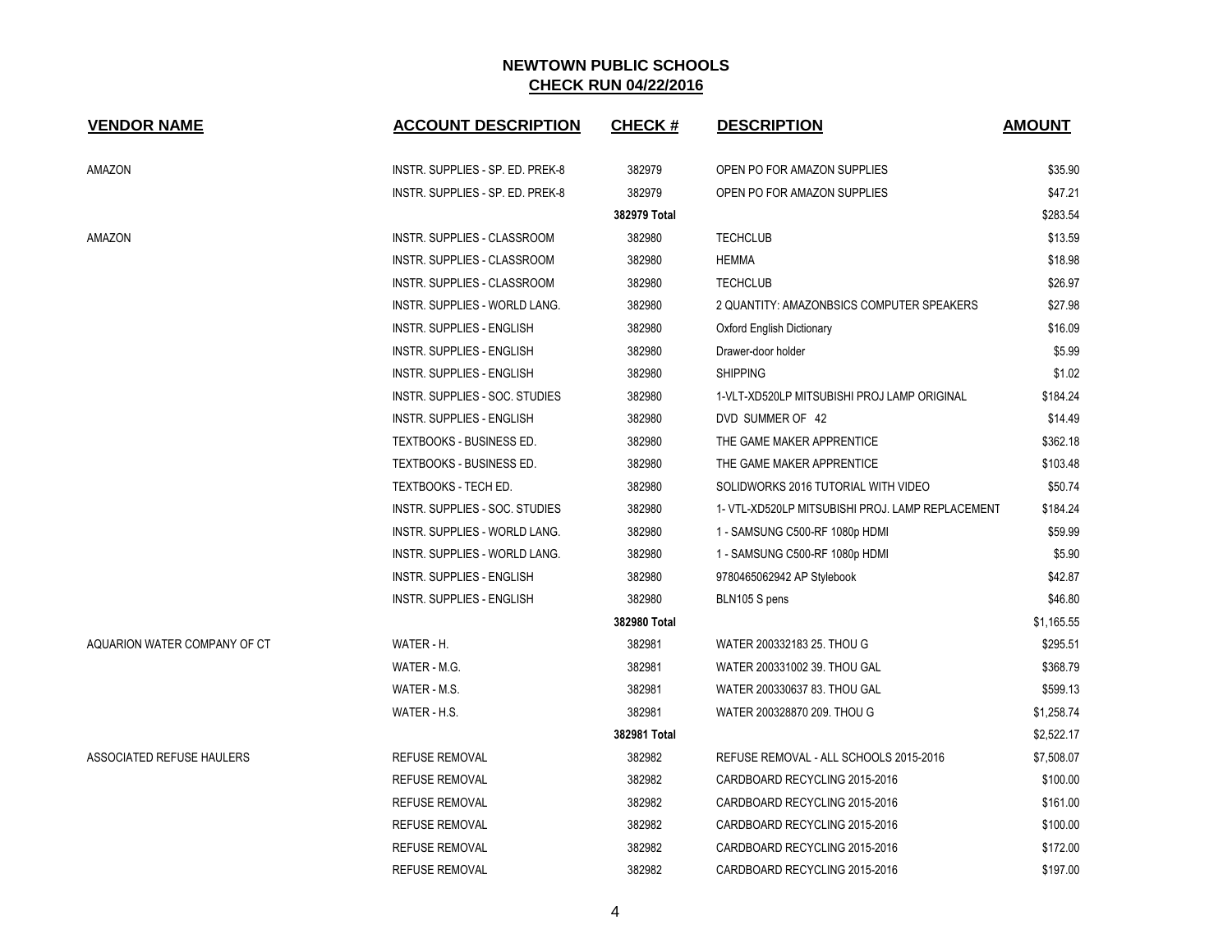**NEWTOWN PUBLIC SCHOOLS**

**CHECK RUN 04/22/2016**

| VENDOR NAME | ACCOUNT DESCRIPTION | CHECK # | DESCRIPTION | AMOUNT |
|---|---|---|---|---|
| AMAZON | INSTR. SUPPLIES - SP. ED. PREK-8 | 382979 | OPEN PO FOR AMAZON SUPPLIES | $35.90 |
| | INSTR. SUPPLIES - SP. ED. PREK-8 | 382979 | OPEN PO FOR AMAZON SUPPLIES | $47.21 |
| | | **382979 Total** | | $283.54 |
| AMAZON | INSTR. SUPPLIES - CLASSROOM | 382980 | TECHCLUB | $13.59 |
| | INSTR. SUPPLIES - CLASSROOM | 382980 | HEMMA | $18.98 |
| | INSTR. SUPPLIES - CLASSROOM | 382980 | TECHCLUB | $26.97 |
| | INSTR. SUPPLIES - WORLD LANG. | 382980 | 2 QUANTITY: AMAZONBSICS COMPUTER SPEAKERS | $27.98 |
| | INSTR. SUPPLIES - ENGLISH | 382980 | Oxford English Dictionary | $16.09 |
| | INSTR. SUPPLIES - ENGLISH | 382980 | Drawer-door holder | $5.99 |
| | INSTR. SUPPLIES - ENGLISH | 382980 | SHIPPING | $1.02 |
| | INSTR. SUPPLIES - SOC. STUDIES | 382980 | 1-VLT-XD520LP MITSUBISHI PROJ LAMP ORIGINAL | $184.24 |
| | INSTR. SUPPLIES - ENGLISH | 382980 | DVD SUMMER OF 42 | $14.49 |
| | TEXTBOOKS - BUSINESS ED. | 382980 | THE GAME MAKER APPRENTICE | $362.18 |
| | TEXTBOOKS - BUSINESS ED. | 382980 | THE GAME MAKER APPRENTICE | $103.48 |
| | TEXTBOOKS - TECH ED. | 382980 | SOLIDWORKS 2016 TUTORIAL WITH VIDEO | $50.74 |
| | INSTR. SUPPLIES - SOC. STUDIES | 382980 | 1- VTL-XD520LP MITSUBISHI PROJ. LAMP REPLACEMENT | $184.24 |
| | INSTR. SUPPLIES - WORLD LANG. | 382980 | 1 - SAMSUNG C500-RF 1080p HDMI | $59.99 |
| | INSTR. SUPPLIES - WORLD LANG. | 382980 | 1 - SAMSUNG C500-RF 1080p HDMI | $5.90 |
| | INSTR. SUPPLIES - ENGLISH | 382980 | 9780465062942 AP Stylebook | $42.87 |
| | INSTR. SUPPLIES - ENGLISH | 382980 | BLN105 S pens | $46.80 |
| | | **382980 Total** | | $1,165.55 |
| AQUARION WATER COMPANY OF CT | WATER - H. | 382981 | WATER 200332183 25. THOU G | $295.51 |
| | WATER - M.G. | 382981 | WATER 200331002 39. THOU GAL | $368.79 |
| | WATER - M.S. | 382981 | WATER 200330637 83. THOU GAL | $599.13 |
| | WATER - H.S. | 382981 | WATER 200328870 209. THOU G | $1,258.74 |
| | | **382981 Total** | | $2,522.17 |
| ASSOCIATED REFUSE HAULERS | REFUSE REMOVAL | 382982 | REFUSE REMOVAL - ALL SCHOOLS 2015-2016 | $7,508.07 |
| | REFUSE REMOVAL | 382982 | CARDBOARD RECYCLING 2015-2016 | $100.00 |
| | REFUSE REMOVAL | 382982 | CARDBOARD RECYCLING 2015-2016 | $161.00 |
| | REFUSE REMOVAL | 382982 | CARDBOARD RECYCLING 2015-2016 | $100.00 |
| | REFUSE REMOVAL | 382982 | CARDBOARD RECYCLING 2015-2016 | $172.00 |
| | REFUSE REMOVAL | 382982 | CARDBOARD RECYCLING 2015-2016 | $197.00 |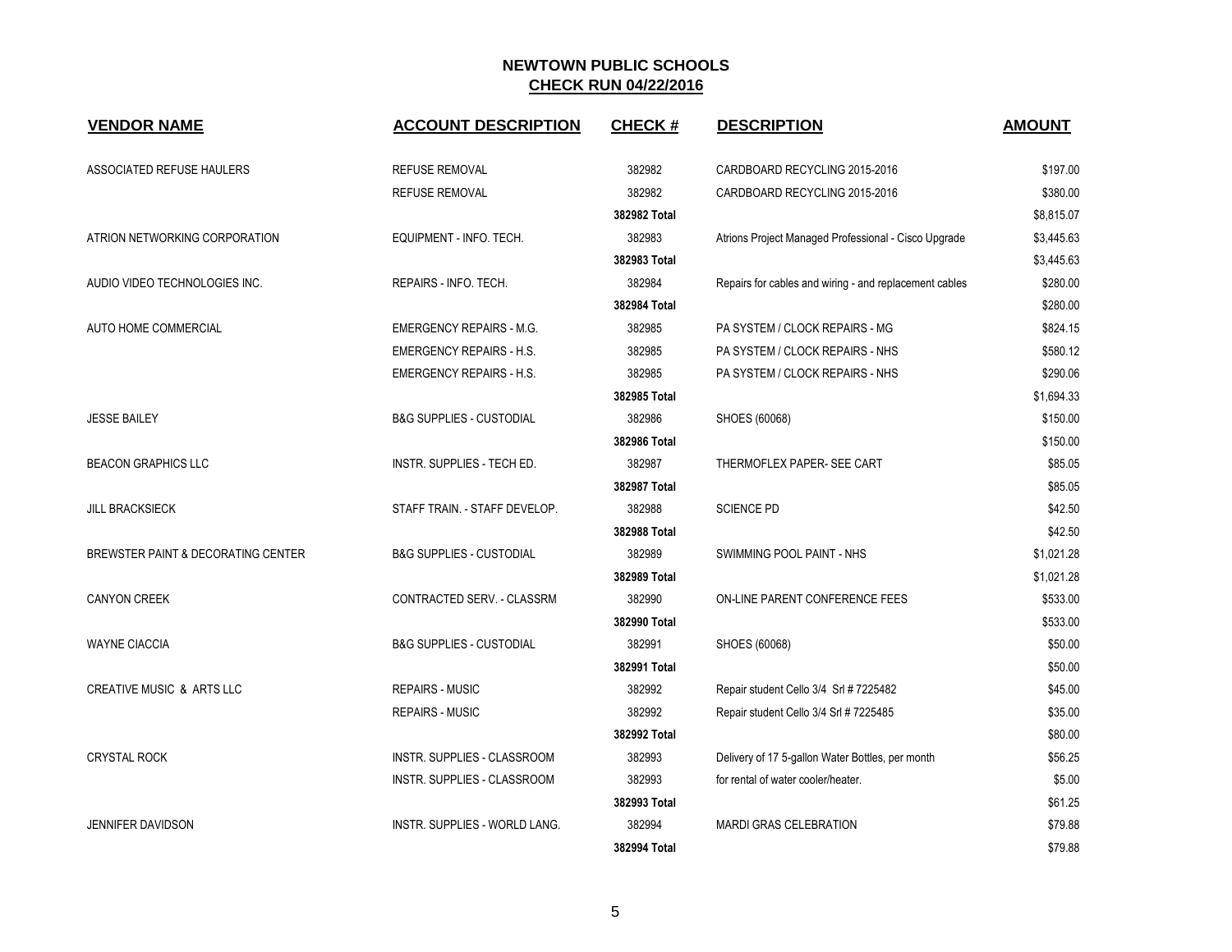## NEWTOWN PUBLIC SCHOOLS
## CHECK RUN 04/22/2016

| VENDOR NAME | ACCOUNT DESCRIPTION | CHECK # | DESCRIPTION | AMOUNT |
|---|---|---|---|---|
| ASSOCIATED REFUSE HAULERS | REFUSE REMOVAL | 382982 | CARDBOARD RECYCLING 2015-2016 | $197.00 |
| | REFUSE REMOVAL | 382982 | CARDBOARD RECYCLING 2015-2016 | $380.00 |
| | | **382982 Total** | | $8,815.07 |
| ATRION NETWORKING CORPORATION | EQUIPMENT - INFO. TECH. | 382983 | Atrions Project Managed Professional - Cisco Upgrade | $3,445.63 |
| | | **382983 Total** | | $3,445.63 |
| AUDIO VIDEO TECHNOLOGIES INC. | REPAIRS - INFO. TECH. | 382984 | Repairs for cables and wiring - and replacement cables | $280.00 |
| | | **382984 Total** | | $280.00 |
| AUTO HOME COMMERCIAL | EMERGENCY REPAIRS - M.G. | 382985 | PA SYSTEM / CLOCK REPAIRS - MG | $824.15 |
| | EMERGENCY REPAIRS - H.S. | 382985 | PA SYSTEM / CLOCK REPAIRS - NHS | $580.12 |
| | EMERGENCY REPAIRS - H.S. | 382985 | PA SYSTEM / CLOCK REPAIRS - NHS | $290.06 |
| | | **382985 Total** | | $1,694.33 |
| JESSE BAILEY | B&G SUPPLIES - CUSTODIAL | 382986 | SHOES (60068) | $150.00 |
| | | **382986 Total** | | $150.00 |
| BEACON GRAPHICS LLC | INSTR. SUPPLIES - TECH ED. | 382987 | THERMOFLEX PAPER- SEE CART | $85.05 |
| | | **382987 Total** | | $85.05 |
| JILL BRACKSIECK | STAFF TRAIN. - STAFF DEVELOP. | 382988 | SCIENCE PD | $42.50 |
| | | **382988 Total** | | $42.50 |
| BREWSTER PAINT & DECORATING CENTER | B&G SUPPLIES - CUSTODIAL | 382989 | SWIMMING POOL PAINT - NHS | $1,021.28 |
| | | **382989 Total** | | $1,021.28 |
| CANYON CREEK | CONTRACTED SERV. - CLASSRM | 382990 | ON-LINE PARENT CONFERENCE FEES | $533.00 |
| | | **382990 Total** | | $533.00 |
| WAYNE CIACCIA | B&G SUPPLIES - CUSTODIAL | 382991 | SHOES (60068) | $50.00 |
| | | **382991 Total** | | $50.00 |
| CREATIVE MUSIC & ARTS LLC | REPAIRS - MUSIC | 382992 | Repair student Cello 3/4 Srl # 7225482 | $45.00 |
| | REPAIRS - MUSIC | 382992 | Repair student Cello 3/4 Srl # 7225485 | $35.00 |
| | | **382992 Total** | | $80.00 |
| CRYSTAL ROCK | INSTR. SUPPLIES - CLASSROOM | 382993 | Delivery of 17 5-gallon Water Bottles, per month | $56.25 |
| | INSTR. SUPPLIES - CLASSROOM | 382993 | for rental of water cooler/heater. | $5.00 |
| | | **382993 Total** | | $61.25 |
| JENNIFER DAVIDSON | INSTR. SUPPLIES - WORLD LANG. | 382994 | MARDI GRAS CELEBRATION | $79.88 |
| | | **382994 Total** | | $79.88 |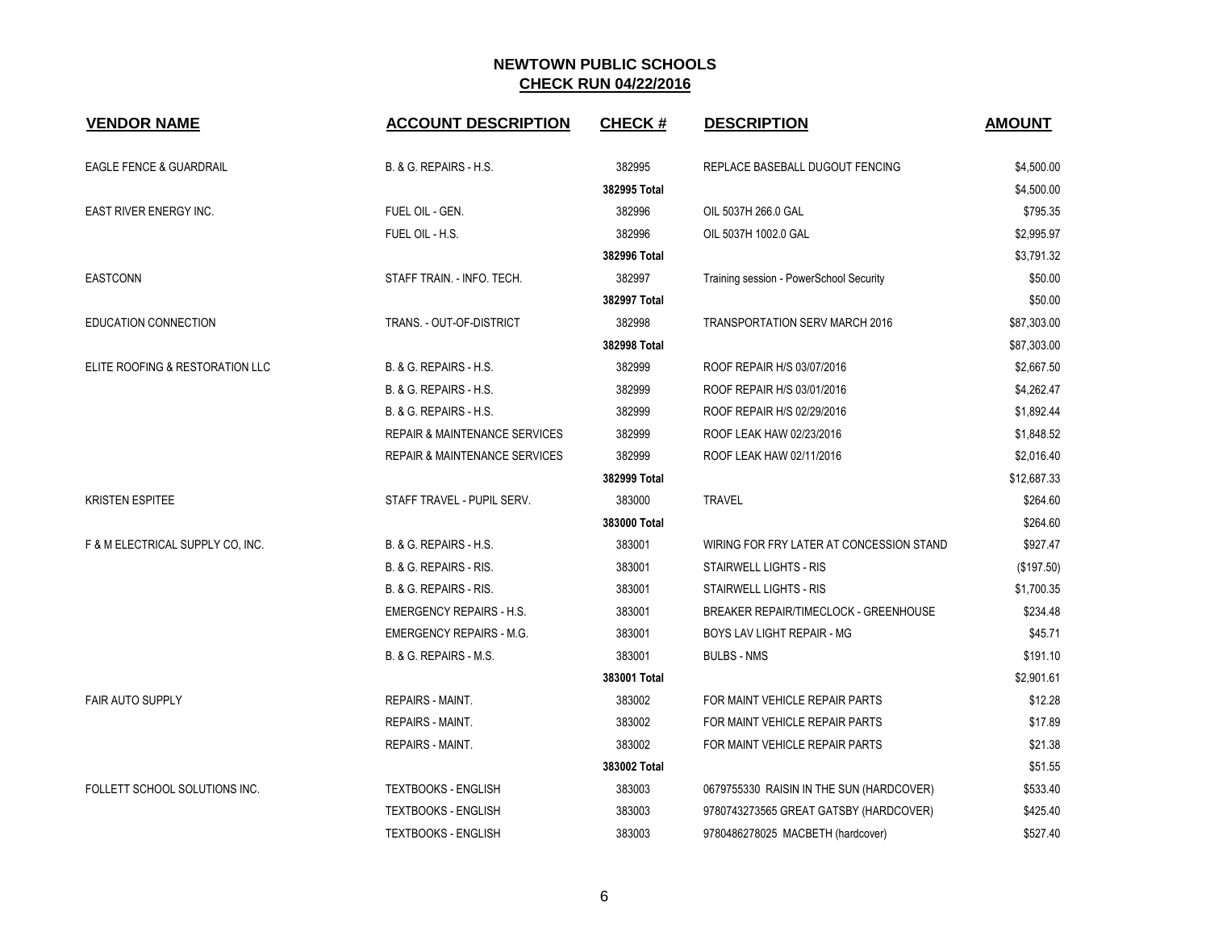# NEWTOWN PUBLIC SCHOOLS
## CHECK RUN 04/22/2016

| VENDOR NAME | ACCOUNT DESCRIPTION | CHECK # | DESCRIPTION | AMOUNT |
|---|---|---|---|---|
| EAGLE FENCE & GUARDRAIL | B. & G. REPAIRS - H.S. | 382995 | REPLACE BASEBALL DUGOUT FENCING | $4,500.00 |
| | | **382995 Total** | | $4,500.00 |
| EAST RIVER ENERGY INC. | FUEL OIL - GEN. | 382996 | OIL 5037H 266.0 GAL | $795.35 |
| | FUEL OIL - H.S. | 382996 | OIL 5037H 1002.0 GAL | $2,995.97 |
| | | **382996 Total** | | $3,791.32 |
| EASTCONN | STAFF TRAIN. - INFO. TECH. | 382997 | Training session - PowerSchool Security | $50.00 |
| | | **382997 Total** | | $50.00 |
| EDUCATION CONNECTION | TRANS. - OUT-OF-DISTRICT | 382998 | TRANSPORTATION SERV MARCH 2016 | $87,303.00 |
| | | **382998 Total** | | $87,303.00 |
| ELITE ROOFING & RESTORATION LLC | B. & G. REPAIRS - H.S. | 382999 | ROOF REPAIR H/S 03/07/2016 | $2,667.50 |
| | B. & G. REPAIRS - H.S. | 382999 | ROOF REPAIR H/S 03/01/2016 | $4,262.47 |
| | B. & G. REPAIRS - H.S. | 382999 | ROOF REPAIR H/S 02/29/2016 | $1,892.44 |
| | REPAIR & MAINTENANCE SERVICES | 382999 | ROOF LEAK HAW 02/23/2016 | $1,848.52 |
| | REPAIR & MAINTENANCE SERVICES | 382999 | ROOF LEAK HAW 02/11/2016 | $2,016.40 |
| | | **382999 Total** | | $12,687.33 |
| KRISTEN ESPITEE | STAFF TRAVEL - PUPIL SERV. | 383000 | TRAVEL | $264.60 |
| | | **383000 Total** | | $264.60 |
| F & M ELECTRICAL SUPPLY CO, INC. | B. & G. REPAIRS - H.S. | 383001 | WIRING FOR FRY LATER AT CONCESSION STAND | $927.47 |
| | B. & G. REPAIRS - RIS. | 383001 | STAIRWELL LIGHTS - RIS | ($197.50) |
| | B. & G. REPAIRS - RIS. | 383001 | STAIRWELL LIGHTS - RIS | $1,700.35 |
| | EMERGENCY REPAIRS - H.S. | 383001 | BREAKER REPAIR/TIMECLOCK - GREENHOUSE | $234.48 |
| | EMERGENCY REPAIRS - M.G. | 383001 | BOYS LAV LIGHT REPAIR - MG | $45.71 |
| | B. & G. REPAIRS - M.S. | 383001 | BULBS - NMS | $191.10 |
| | | **383001 Total** | | $2,901.61 |
| FAIR AUTO SUPPLY | REPAIRS - MAINT. | 383002 | FOR MAINT VEHICLE REPAIR PARTS | $12.28 |
| | REPAIRS - MAINT. | 383002 | FOR MAINT VEHICLE REPAIR PARTS | $17.89 |
| | REPAIRS - MAINT. | 383002 | FOR MAINT VEHICLE REPAIR PARTS | $21.38 |
| | | **383002 Total** | | $51.55 |
| FOLLETT SCHOOL SOLUTIONS INC. | TEXTBOOKS - ENGLISH | 383003 | 0679755330 RAISIN IN THE SUN (HARDCOVER) | $533.40 |
| | TEXTBOOKS - ENGLISH | 383003 | 9780743273565 GREAT GATSBY (HARDCOVER) | $425.40 |
| | TEXTBOOKS - ENGLISH | 383003 | 9780486278025 MACBETH (hardcover) | $527.40 |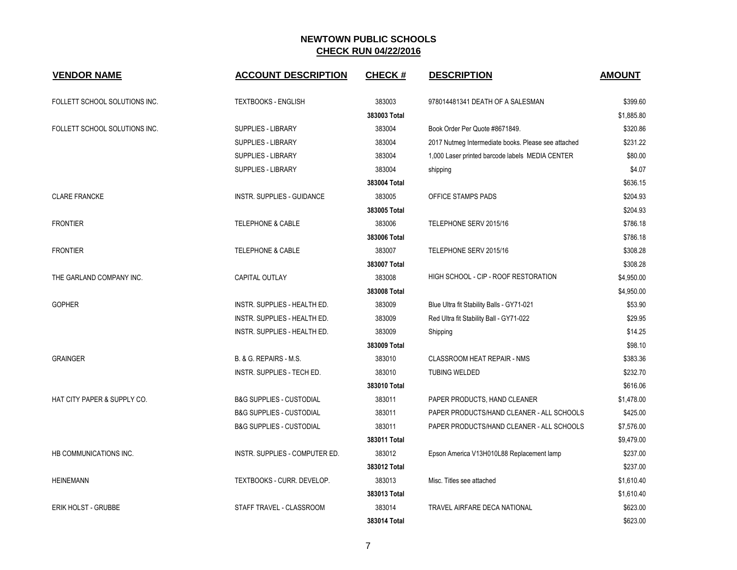## NEWTOWN PUBLIC SCHOOLS
## CHECK RUN 04/22/2016

| VENDOR NAME | ACCOUNT DESCRIPTION | CHECK # | DESCRIPTION | AMOUNT |
|---|---|---|---|---|
| FOLLETT SCHOOL SOLUTIONS INC. | TEXTBOOKS - ENGLISH | 383003 | 978014481341 DEATH OF A SALESMAN | $399.60 |
| | | **383003 Total** | | $1,885.80 |
| FOLLETT SCHOOL SOLUTIONS INC. | SUPPLIES - LIBRARY | 383004 | Book Order Per Quote #8671849. | $320.86 |
| | SUPPLIES - LIBRARY | 383004 | 2017 Nutmeg Intermediate books. Please see attached | $231.22 |
| | SUPPLIES - LIBRARY | 383004 | 1,000 Laser printed barcode labels MEDIA CENTER | $80.00 |
| | SUPPLIES - LIBRARY | 383004 | shipping | $4.07 |
| | | **383004 Total** | | $636.15 |
| CLARE FRANCKE | INSTR. SUPPLIES - GUIDANCE | 383005 | OFFICE STAMPS PADS | $204.93 |
| | | **383005 Total** | | $204.93 |
| FRONTIER | TELEPHONE & CABLE | 383006 | TELEPHONE SERV 2015/16 | $786.18 |
| | | **383006 Total** | | $786.18 |
| FRONTIER | TELEPHONE & CABLE | 383007 | TELEPHONE SERV 2015/16 | $308.28 |
| | | **383007 Total** | | $308.28 |
| THE GARLAND COMPANY INC. | CAPITAL OUTLAY | 383008 | HIGH SCHOOL - CIP - ROOF RESTORATION | $4,950.00 |
| | | **383008 Total** | | $4,950.00 |
| GOPHER | INSTR. SUPPLIES - HEALTH ED. | 383009 | Blue Ultra fit Stability Balls - GY71-021 | $53.90 |
| | INSTR. SUPPLIES - HEALTH ED. | 383009 | Red Ultra fit Stability Ball - GY71-022 | $29.95 |
| | INSTR. SUPPLIES - HEALTH ED. | 383009 | Shipping | $14.25 |
| | | **383009 Total** | | $98.10 |
| GRAINGER | B. & G. REPAIRS - M.S. | 383010 | CLASSROOM HEAT REPAIR - NMS | $383.36 |
| | INSTR. SUPPLIES - TECH ED. | 383010 | TUBING WELDED | $232.70 |
| | | **383010 Total** | | $616.06 |
| HAT CITY PAPER & SUPPLY CO. | B&G SUPPLIES - CUSTODIAL | 383011 | PAPER PRODUCTS, HAND CLEANER | $1,478.00 |
| | B&G SUPPLIES - CUSTODIAL | 383011 | PAPER PRODUCTS/HAND CLEANER - ALL SCHOOLS | $425.00 |
| | B&G SUPPLIES - CUSTODIAL | 383011 | PAPER PRODUCTS/HAND CLEANER - ALL SCHOOLS | $7,576.00 |
| | | **383011 Total** | | $9,479.00 |
| HB COMMUNICATIONS INC. | INSTR. SUPPLIES - COMPUTER ED. | 383012 | Epson America V13H010L88 Replacement lamp | $237.00 |
| | | **383012 Total** | | $237.00 |
| HEINEMANN | TEXTBOOKS - CURR. DEVELOP. | 383013 | Misc. Titles see attached | $1,610.40 |
| | | **383013 Total** | | $1,610.40 |
| ERIK HOLST - GRUBBE | STAFF TRAVEL - CLASSROOM | 383014 | TRAVEL AIRFARE DECA NATIONAL | $623.00 |
| | | **383014 Total** | | $623.00 |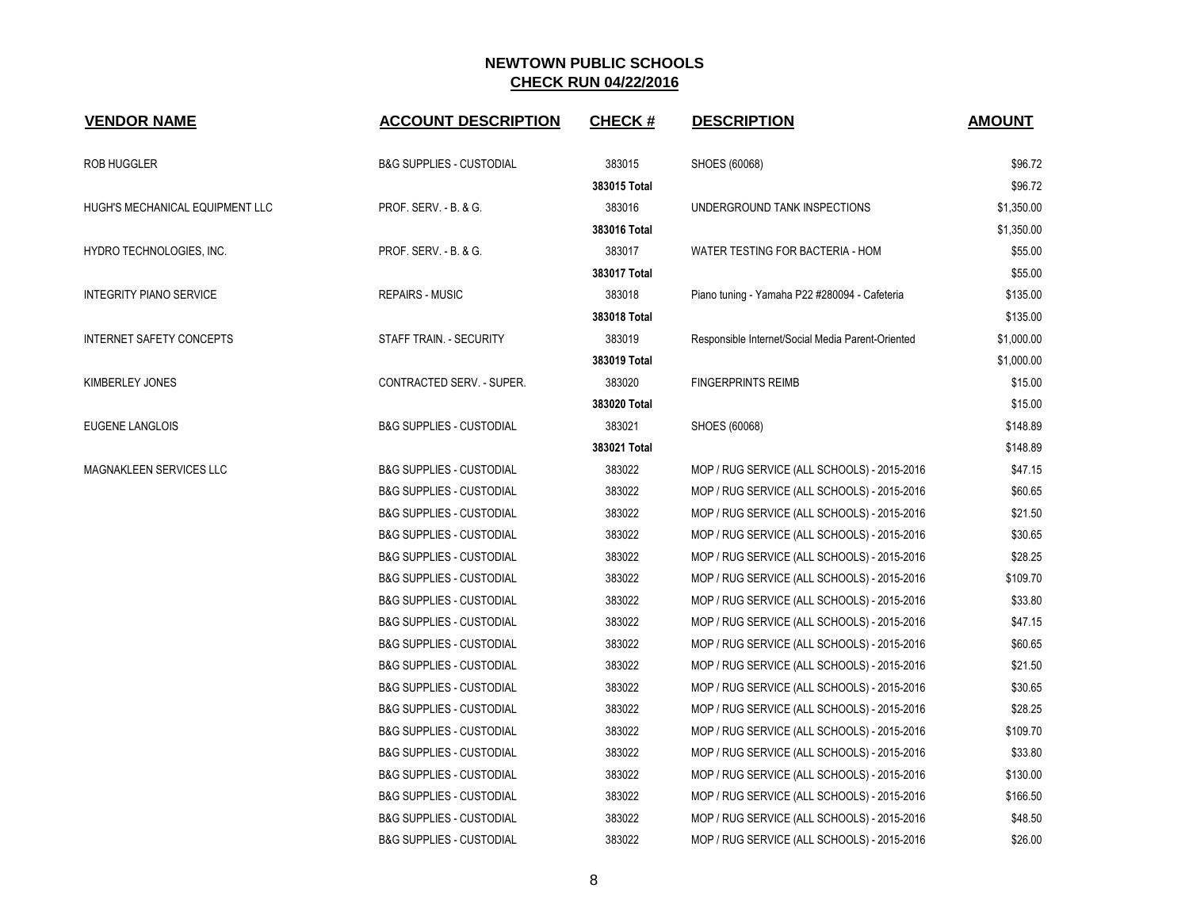**NEWTOWN PUBLIC SCHOOLS**

**CHECK RUN 04/22/2016**

| VENDOR NAME | ACCOUNT DESCRIPTION | CHECK # | DESCRIPTION | AMOUNT |
|---|---|---|---|---|
| ROB HUGGLER | B&G SUPPLIES - CUSTODIAL | 383015 | SHOES (60068) | $96.72 |
| | | **383015 Total** | | $96.72 |
| HUGH'S MECHANICAL EQUIPMENT LLC | PROF. SERV. - B. & G. | 383016 | UNDERGROUND TANK INSPECTIONS | $1,350.00 |
| | | **383016 Total** | | $1,350.00 |
| HYDRO TECHNOLOGIES, INC. | PROF. SERV. - B. & G. | 383017 | WATER TESTING FOR BACTERIA - HOM | $55.00 |
| | | **383017 Total** | | $55.00 |
| INTEGRITY PIANO SERVICE | REPAIRS - MUSIC | 383018 | Piano tuning - Yamaha P22 #280094 - Cafeteria | $135.00 |
| | | **383018 Total** | | $135.00 |
| INTERNET SAFETY CONCEPTS | STAFF TRAIN. - SECURITY | 383019 | Responsible Internet/Social Media Parent-Oriented | $1,000.00 |
| | | **383019 Total** | | $1,000.00 |
| KIMBERLEY JONES | CONTRACTED SERV. - SUPER. | 383020 | FINGERPRINTS REIMB | $15.00 |
| | | **383020 Total** | | $15.00 |
| EUGENE LANGLOIS | B&G SUPPLIES - CUSTODIAL | 383021 | SHOES (60068) | $148.89 |
| | | **383021 Total** | | $148.89 |
| MAGNAKLEEN SERVICES LLC | B&G SUPPLIES - CUSTODIAL | 383022 | MOP / RUG SERVICE (ALL SCHOOLS) - 2015-2016 | $47.15 |
| | B&G SUPPLIES - CUSTODIAL | 383022 | MOP / RUG SERVICE (ALL SCHOOLS) - 2015-2016 | $60.65 |
| | B&G SUPPLIES - CUSTODIAL | 383022 | MOP / RUG SERVICE (ALL SCHOOLS) - 2015-2016 | $21.50 |
| | B&G SUPPLIES - CUSTODIAL | 383022 | MOP / RUG SERVICE (ALL SCHOOLS) - 2015-2016 | $30.65 |
| | B&G SUPPLIES - CUSTODIAL | 383022 | MOP / RUG SERVICE (ALL SCHOOLS) - 2015-2016 | $28.25 |
| | B&G SUPPLIES - CUSTODIAL | 383022 | MOP / RUG SERVICE (ALL SCHOOLS) - 2015-2016 | $109.70 |
| | B&G SUPPLIES - CUSTODIAL | 383022 | MOP / RUG SERVICE (ALL SCHOOLS) - 2015-2016 | $33.80 |
| | B&G SUPPLIES - CUSTODIAL | 383022 | MOP / RUG SERVICE (ALL SCHOOLS) - 2015-2016 | $47.15 |
| | B&G SUPPLIES - CUSTODIAL | 383022 | MOP / RUG SERVICE (ALL SCHOOLS) - 2015-2016 | $60.65 |
| | B&G SUPPLIES - CUSTODIAL | 383022 | MOP / RUG SERVICE (ALL SCHOOLS) - 2015-2016 | $21.50 |
| | B&G SUPPLIES - CUSTODIAL | 383022 | MOP / RUG SERVICE (ALL SCHOOLS) - 2015-2016 | $30.65 |
| | B&G SUPPLIES - CUSTODIAL | 383022 | MOP / RUG SERVICE (ALL SCHOOLS) - 2015-2016 | $28.25 |
| | B&G SUPPLIES - CUSTODIAL | 383022 | MOP / RUG SERVICE (ALL SCHOOLS) - 2015-2016 | $109.70 |
| | B&G SUPPLIES - CUSTODIAL | 383022 | MOP / RUG SERVICE (ALL SCHOOLS) - 2015-2016 | $33.80 |
| | B&G SUPPLIES - CUSTODIAL | 383022 | MOP / RUG SERVICE (ALL SCHOOLS) - 2015-2016 | $130.00 |
| | B&G SUPPLIES - CUSTODIAL | 383022 | MOP / RUG SERVICE (ALL SCHOOLS) - 2015-2016 | $166.50 |
| | B&G SUPPLIES - CUSTODIAL | 383022 | MOP / RUG SERVICE (ALL SCHOOLS) - 2015-2016 | $48.50 |
| | B&G SUPPLIES - CUSTODIAL | 383022 | MOP / RUG SERVICE (ALL SCHOOLS) - 2015-2016 | $26.00 |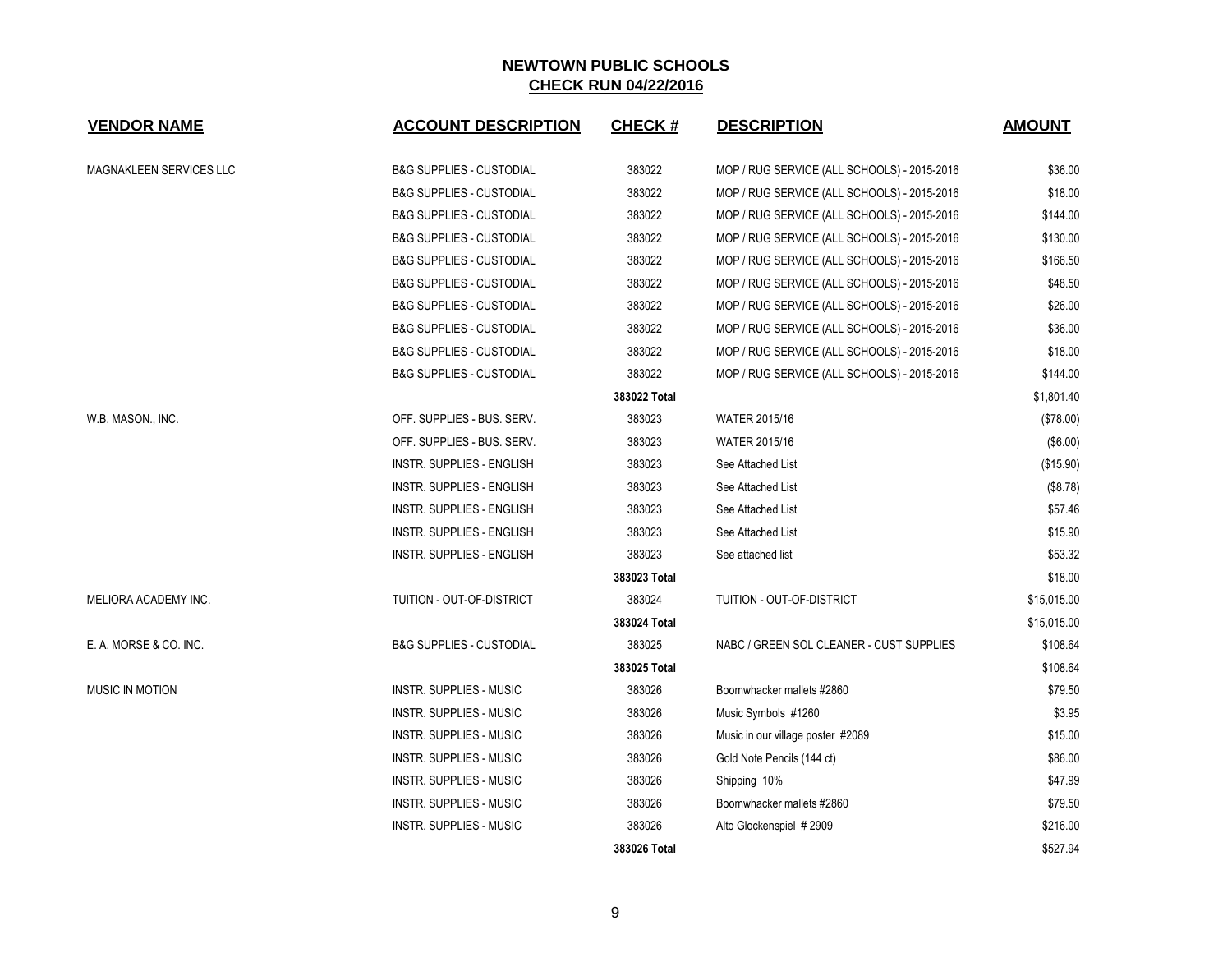## NEWTOWN PUBLIC SCHOOLS
## CHECK RUN 04/22/2016

| VENDOR NAME | ACCOUNT DESCRIPTION | CHECK # | DESCRIPTION | AMOUNT |
|---|---|---|---|---|
| MAGNAKLEEN SERVICES LLC | B&G SUPPLIES - CUSTODIAL | 383022 | MOP / RUG SERVICE (ALL SCHOOLS) - 2015-2016 | $36.00 |
| | B&G SUPPLIES - CUSTODIAL | 383022 | MOP / RUG SERVICE (ALL SCHOOLS) - 2015-2016 | $18.00 |
| | B&G SUPPLIES - CUSTODIAL | 383022 | MOP / RUG SERVICE (ALL SCHOOLS) - 2015-2016 | $144.00 |
| | B&G SUPPLIES - CUSTODIAL | 383022 | MOP / RUG SERVICE (ALL SCHOOLS) - 2015-2016 | $130.00 |
| | B&G SUPPLIES - CUSTODIAL | 383022 | MOP / RUG SERVICE (ALL SCHOOLS) - 2015-2016 | $166.50 |
| | B&G SUPPLIES - CUSTODIAL | 383022 | MOP / RUG SERVICE (ALL SCHOOLS) - 2015-2016 | $48.50 |
| | B&G SUPPLIES - CUSTODIAL | 383022 | MOP / RUG SERVICE (ALL SCHOOLS) - 2015-2016 | $26.00 |
| | B&G SUPPLIES - CUSTODIAL | 383022 | MOP / RUG SERVICE (ALL SCHOOLS) - 2015-2016 | $36.00 |
| | B&G SUPPLIES - CUSTODIAL | 383022 | MOP / RUG SERVICE (ALL SCHOOLS) - 2015-2016 | $18.00 |
| | B&G SUPPLIES - CUSTODIAL | 383022 | MOP / RUG SERVICE (ALL SCHOOLS) - 2015-2016 | $144.00 |
| | | **383022 Total** | | $1,801.40 |
| W.B. MASON., INC. | OFF. SUPPLIES - BUS. SERV. | 383023 | WATER 2015/16 | ($78.00) |
| | OFF. SUPPLIES - BUS. SERV. | 383023 | WATER 2015/16 | ($6.00) |
| | INSTR. SUPPLIES - ENGLISH | 383023 | See Attached List | ($15.90) |
| | INSTR. SUPPLIES - ENGLISH | 383023 | See Attached List | ($8.78) |
| | INSTR. SUPPLIES - ENGLISH | 383023 | See Attached List | $57.46 |
| | INSTR. SUPPLIES - ENGLISH | 383023 | See Attached List | $15.90 |
| | INSTR. SUPPLIES - ENGLISH | 383023 | See attached list | $53.32 |
| | | **383023 Total** | | $18.00 |
| MELIORA ACADEMY INC. | TUITION - OUT-OF-DISTRICT | 383024 | TUITION - OUT-OF-DISTRICT | $15,015.00 |
| | | **383024 Total** | | $15,015.00 |
| E. A. MORSE & CO. INC. | B&G SUPPLIES - CUSTODIAL | 383025 | NABC / GREEN SOL CLEANER - CUST SUPPLIES | $108.64 |
| | | **383025 Total** | | $108.64 |
| MUSIC IN MOTION | INSTR. SUPPLIES - MUSIC | 383026 | Boomwhacker mallets #2860 | $79.50 |
| | INSTR. SUPPLIES - MUSIC | 383026 | Music Symbols #1260 | $3.95 |
| | INSTR. SUPPLIES - MUSIC | 383026 | Music in our village poster #2089 | $15.00 |
| | INSTR. SUPPLIES - MUSIC | 383026 | Gold Note Pencils (144 ct) | $86.00 |
| | INSTR. SUPPLIES - MUSIC | 383026 | Shipping 10% | $47.99 |
| | INSTR. SUPPLIES - MUSIC | 383026 | Boomwhacker mallets #2860 | $79.50 |
| | INSTR. SUPPLIES - MUSIC | 383026 | Alto Glockenspiel # 2909 | $216.00 |
| | | **383026 Total** | | $527.94 |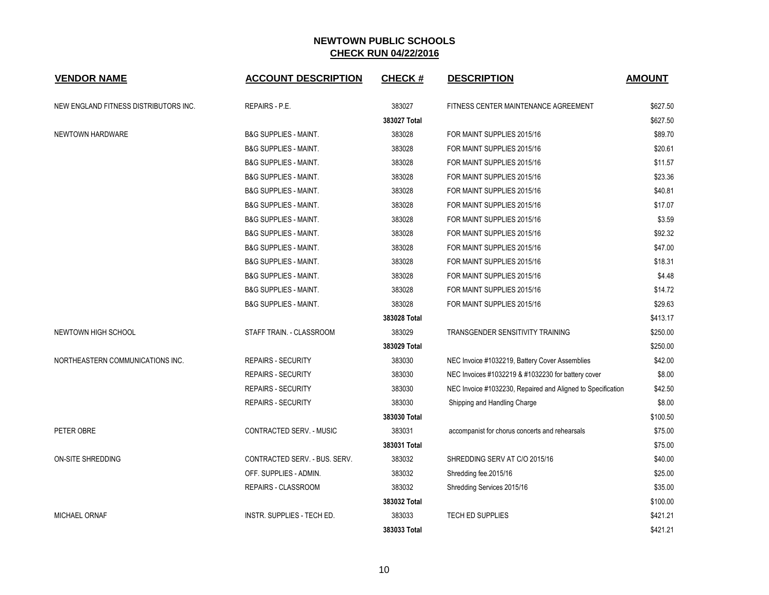# NEWTOWN PUBLIC SCHOOLS
## CHECK RUN 04/22/2016

| VENDOR NAME | ACCOUNT DESCRIPTION | CHECK # | DESCRIPTION | AMOUNT |
|---|---|---|---|---|
| NEW ENGLAND FITNESS DISTRIBUTORS INC. | REPAIRS - P.E. | 383027 | FITNESS CENTER MAINTENANCE AGREEMENT | $627.50 |
| | | **383027 Total** | | $627.50 |
| NEWTOWN HARDWARE | B&G SUPPLIES - MAINT. | 383028 | FOR MAINT SUPPLIES 2015/16 | $89.70 |
| | B&G SUPPLIES - MAINT. | 383028 | FOR MAINT SUPPLIES 2015/16 | $20.61 |
| | B&G SUPPLIES - MAINT. | 383028 | FOR MAINT SUPPLIES 2015/16 | $11.57 |
| | B&G SUPPLIES - MAINT. | 383028 | FOR MAINT SUPPLIES 2015/16 | $23.36 |
| | B&G SUPPLIES - MAINT. | 383028 | FOR MAINT SUPPLIES 2015/16 | $40.81 |
| | B&G SUPPLIES - MAINT. | 383028 | FOR MAINT SUPPLIES 2015/16 | $17.07 |
| | B&G SUPPLIES - MAINT. | 383028 | FOR MAINT SUPPLIES 2015/16 | $3.59 |
| | B&G SUPPLIES - MAINT. | 383028 | FOR MAINT SUPPLIES 2015/16 | $92.32 |
| | B&G SUPPLIES - MAINT. | 383028 | FOR MAINT SUPPLIES 2015/16 | $47.00 |
| | B&G SUPPLIES - MAINT. | 383028 | FOR MAINT SUPPLIES 2015/16 | $18.31 |
| | B&G SUPPLIES - MAINT. | 383028 | FOR MAINT SUPPLIES 2015/16 | $4.48 |
| | B&G SUPPLIES - MAINT. | 383028 | FOR MAINT SUPPLIES 2015/16 | $14.72 |
| | B&G SUPPLIES - MAINT. | 383028 | FOR MAINT SUPPLIES 2015/16 | $29.63 |
| | | **383028 Total** | | $413.17 |
| NEWTOWN HIGH SCHOOL | STAFF TRAIN. - CLASSROOM | 383029 | TRANSGENDER SENSITIVITY TRAINING | $250.00 |
| | | **383029 Total** | | $250.00 |
| NORTHEASTERN COMMUNICATIONS INC. | REPAIRS - SECURITY | 383030 | NEC Invoice #1032219, Battery Cover Assemblies | $42.00 |
| | REPAIRS - SECURITY | 383030 | NEC Invoices #1032219 & #1032230 for battery cover | $8.00 |
| | REPAIRS - SECURITY | 383030 | NEC Invoice #1032230, Repaired and Aligned to Specification | $42.50 |
| | REPAIRS - SECURITY | 383030 | Shipping and Handling Charge | $8.00 |
| | | **383030 Total** | | $100.50 |
| PETER OBRE | CONTRACTED SERV. - MUSIC | 383031 | accompanist for chorus concerts and rehearsals | $75.00 |
| | | **383031 Total** | | $75.00 |
| ON-SITE SHREDDING | CONTRACTED SERV. - BUS. SERV. | 383032 | SHREDDING SERV AT C/O 2015/16 | $40.00 |
| | OFF. SUPPLIES - ADMIN. | 383032 | Shredding fee.2015/16 | $25.00 |
| | REPAIRS - CLASSROOM | 383032 | Shredding Services 2015/16 | $35.00 |
| | | **383032 Total** | | $100.00 |
| MICHAEL ORNAF | INSTR. SUPPLIES - TECH ED. | 383033 | TECH ED SUPPLIES | $421.21 |
| | | **383033 Total** | | $421.21 |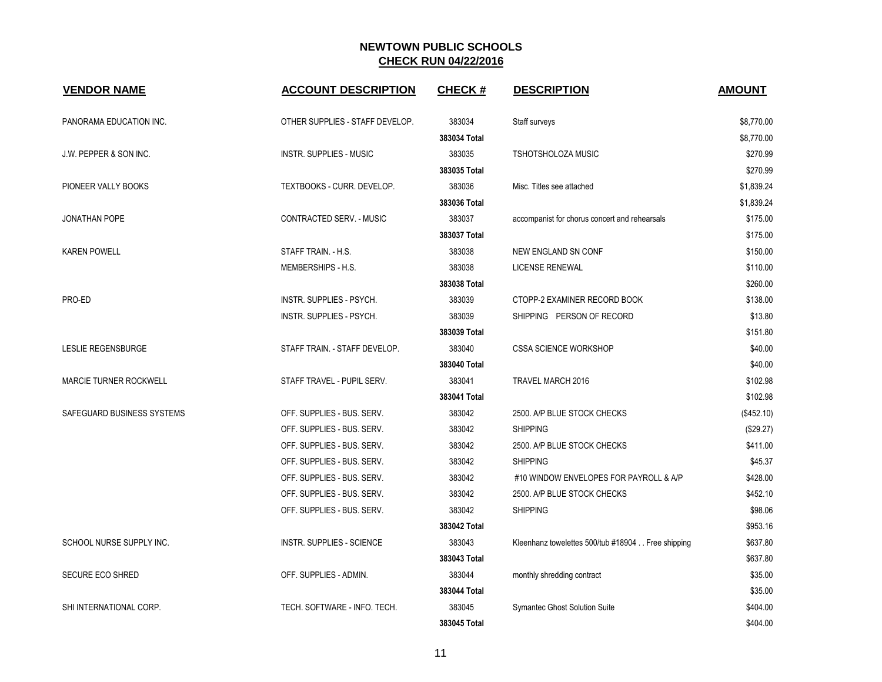# NEWTOWN PUBLIC SCHOOLS

## CHECK RUN 04/22/2016

| VENDOR NAME | ACCOUNT DESCRIPTION | CHECK # | DESCRIPTION | AMOUNT |
|---|---|---|---|---|
| PANORAMA EDUCATION INC. | OTHER SUPPLIES - STAFF DEVELOP. | 383034 | Staff surveys | $8,770.00 |
| | | **383034 Total** | | $8,770.00 |
| J.W. PEPPER & SON INC. | INSTR. SUPPLIES - MUSIC | 383035 | TSHOTSHOLOZA MUSIC | $270.99 |
| | | **383035 Total** | | $270.99 |
| PIONEER VALLY BOOKS | TEXTBOOKS - CURR. DEVELOP. | 383036 | Misc. Titles see attached | $1,839.24 |
| | | **383036 Total** | | $1,839.24 |
| JONATHAN POPE | CONTRACTED SERV. - MUSIC | 383037 | accompanist for chorus concert and rehearsals | $175.00 |
| | | **383037 Total** | | $175.00 |
| KAREN POWELL | STAFF TRAIN. - H.S. | 383038 | NEW ENGLAND SN CONF | $150.00 |
| | MEMBERSHIPS - H.S. | 383038 | LICENSE RENEWAL | $110.00 |
| | | **383038 Total** | | $260.00 |
| PRO-ED | INSTR. SUPPLIES - PSYCH. | 383039 | CTOPP-2 EXAMINER RECORD BOOK | $138.00 |
| | INSTR. SUPPLIES - PSYCH. | 383039 | SHIPPING PERSON OF RECORD | $13.80 |
| | | **383039 Total** | | $151.80 |
| LESLIE REGENSBURGE | STAFF TRAIN. - STAFF DEVELOP. | 383040 | CSSA SCIENCE WORKSHOP | $40.00 |
| | | **383040 Total** | | $40.00 |
| MARCIE TURNER ROCKWELL | STAFF TRAVEL - PUPIL SERV. | 383041 | TRAVEL MARCH 2016 | $102.98 |
| | | **383041 Total** | | $102.98 |
| SAFEGUARD BUSINESS SYSTEMS | OFF. SUPPLIES - BUS. SERV. | 383042 | 2500. A/P BLUE STOCK CHECKS | ($452.10) |
| | OFF. SUPPLIES - BUS. SERV. | 383042 | SHIPPING | ($29.27) |
| | OFF. SUPPLIES - BUS. SERV. | 383042 | 2500. A/P BLUE STOCK CHECKS | $411.00 |
| | OFF. SUPPLIES - BUS. SERV. | 383042 | SHIPPING | $45.37 |
| | OFF. SUPPLIES - BUS. SERV. | 383042 | #10 WINDOW ENVELOPES FOR PAYROLL & A/P | $428.00 |
| | OFF. SUPPLIES - BUS. SERV. | 383042 | 2500. A/P BLUE STOCK CHECKS | $452.10 |
| | OFF. SUPPLIES - BUS. SERV. | 383042 | SHIPPING | $98.06 |
| | | **383042 Total** | | $953.16 |
| SCHOOL NURSE SUPPLY INC. | INSTR. SUPPLIES - SCIENCE | 383043 | Kleenhanz towelettes 500/tub #18904 . . Free shipping | $637.80 |
| | | **383043 Total** | | $637.80 |
| SECURE ECO SHRED | OFF. SUPPLIES - ADMIN. | 383044 | monthly shredding contract | $35.00 |
| | | **383044 Total** | | $35.00 |
| SHI INTERNATIONAL CORP. | TECH. SOFTWARE - INFO. TECH. | 383045 | Symantec Ghost Solution Suite | $404.00 |
| | | **383045 Total** | | $404.00 |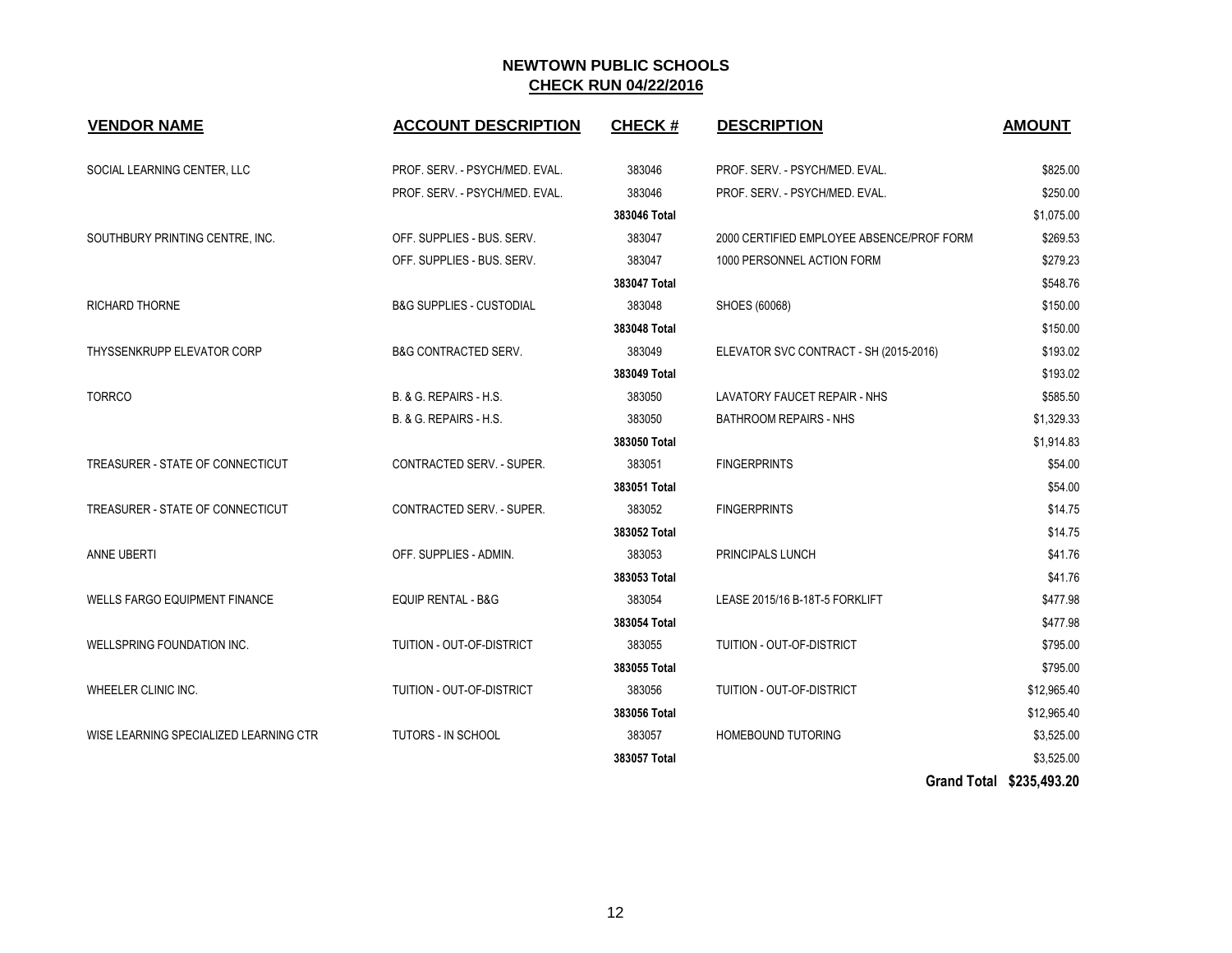**NEWTOWN PUBLIC SCHOOLS**

**CHECK RUN 04/22/2016**

| VENDOR NAME | ACCOUNT DESCRIPTION | CHECK # | DESCRIPTION | AMOUNT |
|---|---|---|---|---|
| SOCIAL LEARNING CENTER, LLC | PROF. SERV. - PSYCH/MED. EVAL. | 383046 | PROF. SERV. - PSYCH/MED. EVAL. | $825.00 |
| | PROF. SERV. - PSYCH/MED. EVAL. | 383046 | PROF. SERV. - PSYCH/MED. EVAL. | $250.00 |
| | | **383046 Total** | | $1,075.00 |
| SOUTHBURY PRINTING CENTRE, INC. | OFF. SUPPLIES - BUS. SERV. | 383047 | 2000 CERTIFIED EMPLOYEE ABSENCE/PROF FORM | $269.53 |
| | OFF. SUPPLIES - BUS. SERV. | 383047 | 1000 PERSONNEL ACTION FORM | $279.23 |
| | | **383047 Total** | | $548.76 |
| RICHARD THORNE | B&G SUPPLIES - CUSTODIAL | 383048 | SHOES (60068) | $150.00 |
| | | **383048 Total** | | $150.00 |
| THYSSENKRUPP ELEVATOR CORP | B&G CONTRACTED SERV. | 383049 | ELEVATOR SVC CONTRACT - SH (2015-2016) | $193.02 |
| | | **383049 Total** | | $193.02 |
| TORRCO | B. & G. REPAIRS - H.S. | 383050 | LAVATORY FAUCET REPAIR - NHS | $585.50 |
| | B. & G. REPAIRS - H.S. | 383050 | BATHROOM REPAIRS - NHS | $1,329.33 |
| | | **383050 Total** | | $1,914.83 |
| TREASURER - STATE OF CONNECTICUT | CONTRACTED SERV. - SUPER. | 383051 | FINGERPRINTS | $54.00 |
| | | **383051 Total** | | $54.00 |
| TREASURER - STATE OF CONNECTICUT | CONTRACTED SERV. - SUPER. | 383052 | FINGERPRINTS | $14.75 |
| | | **383052 Total** | | $14.75 |
| ANNE UBERTI | OFF. SUPPLIES - ADMIN. | 383053 | PRINCIPALS LUNCH | $41.76 |
| | | **383053 Total** | | $41.76 |
| WELLS FARGO EQUIPMENT FINANCE | EQUIP RENTAL - B&G | 383054 | LEASE 2015/16 B-18T-5 FORKLIFT | $477.98 |
| | | **383054 Total** | | $477.98 |
| WELLSPRING FOUNDATION INC. | TUITION - OUT-OF-DISTRICT | 383055 | TUITION - OUT-OF-DISTRICT | $795.00 |
| | | **383055 Total** | | $795.00 |
| WHEELER CLINIC INC. | TUITION - OUT-OF-DISTRICT | 383056 | TUITION - OUT-OF-DISTRICT | $12,965.40 |
| | | **383056 Total** | | $12,965.40 |
| WISE LEARNING SPECIALIZED LEARNING CTR | TUTORS - IN SCHOOL | 383057 | HOMEBOUND TUTORING | $3,525.00 |
| | | **383057 Total** | | $3,525.00 |
| | | | **Grand Total** | **$235,493.20** |